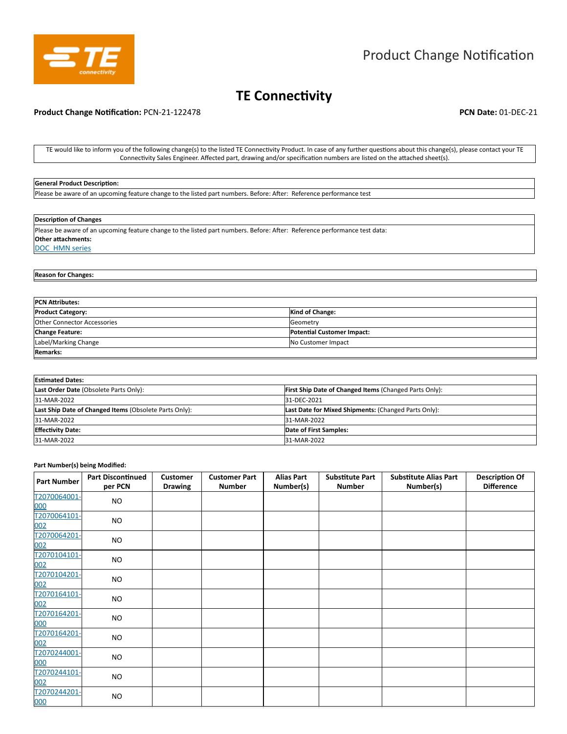# Product Change Notification

## TE Connectivity

**Product Change Notification:** PCN-21-122478 **PCN Date:** 01-DEC-21

TE would like to inform you of the following change(s) to the listed TE Connectivity Product. In case of any further questions about this change(s), please contact your TE Connectivity Sales Engineer. Affected part, drawing and/or specification numbers are listed on the attached sheet(s).

| **General Product Description:** |
|---|
| Please be aware of an upcoming feature change to the listed part numbers. Before: After: Reference performance test |

| **Description of Changes** |
|---|
| Please be aware of an upcoming feature change to the listed part numbers. Before: After: Reference performance test data:<br>**Other attachments:**<br>DOC_HMN series |

| **Reason for Changes:** |
|---|

| **PCN Attributes:** | |
|---|---|
| **Product Category:** | **Kind of Change:** |
| Other Connector Accessories | Geometry |
| **Change Feature:** | **Potential Customer Impact:** |
| Label/Marking Change | No Customer Impact |
| **Remarks:** | |

| **Estimated Dates:** | |
|---|---|
| **Last Order Date** (Obsolete Parts Only): | **First Ship Date of Changed Items** (Changed Parts Only): |
| 31-MAR-2022 | 31-DEC-2021 |
| **Last Ship Date of Changed Items** (Obsolete Parts Only): | **Last Date for Mixed Shipments:** (Changed Parts Only): |
| 31-MAR-2022 | 31-MAR-2022 |
| **Effectivity Date:** | **Date of First Samples:** |
| 31-MAR-2022 | 31-MAR-2022 |

**Part Number(s) being Modified:**

| Part Number | Part Discontinued per PCN | Customer Drawing | Customer Part Number | Alias Part Number(s) | Substitute Part Number | Substitute Alias Part Number(s) | Description Of Difference |
|---|---|---|---|---|---|---|---|
| T2070064001-000 | NO | | | | | | |
| T2070064101-002 | NO | | | | | | |
| T2070064201-002 | NO | | | | | | |
| T2070104101-002 | NO | | | | | | |
| T2070104201-002 | NO | | | | | | |
| T2070164101-002 | NO | | | | | | |
| T2070164201-000 | NO | | | | | | |
| T2070164201-002 | NO | | | | | | |
| T2070244001-000 | NO | | | | | | |
| T2070244101-002 | NO | | | | | | |
| T2070244201-000 | NO | | | | | | |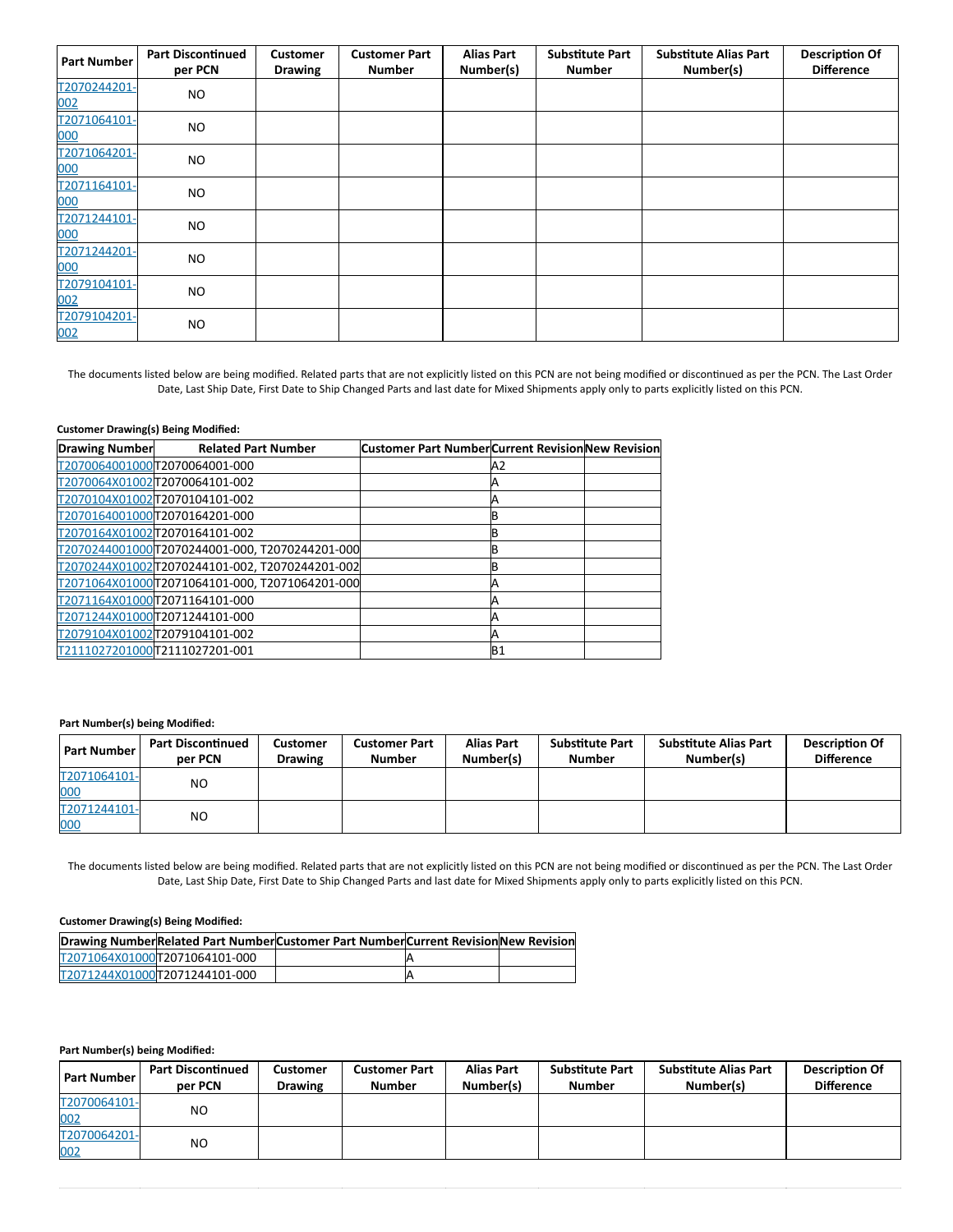| Part Number | Part Discontinued per PCN | Customer Drawing | Customer Part Number | Alias Part Number(s) | Substitute Part Number | Substitute Alias Part Number(s) | Description Of Difference |
|---|---|---|---|---|---|---|---|
| T2070244201-002 | NO | | | | | | |
| T2071064101-000 | NO | | | | | | |
| T2071064201-000 | NO | | | | | | |
| T2071164101-000 | NO | | | | | | |
| T2071244101-000 | NO | | | | | | |
| T2071244201-000 | NO | | | | | | |
| T2079104101-002 | NO | | | | | | |
| T2079104201-002 | NO | | | | | | |

The documents listed below are being modified. Related parts that are not explicitly listed on this PCN are not being modified or discontinued as per the PCN. The Last Order Date, Last Ship Date, First Date to Ship Changed Parts and last date for Mixed Shipments apply only to parts explicitly listed on this PCN.

**Customer Drawing(s) Being Modified:**

| Drawing Number | Related Part Number | Customer Part Number | Current Revision | New Revision |
|---|---|---|---|---|
| T2070064001000 | T2070064001-000 | | A2 | |
| T2070064X01002 | T2070064101-002 | | A | |
| T2070104X01002 | T2070104101-002 | | A | |
| T2070164001000 | T2070164201-000 | | B | |
| T2070164X01002 | T2070164101-002 | | B | |
| T2070244001000 | T2070244001-000, T2070244201-000 | | B | |
| T2070244X01002 | T2070244101-002, T2070244201-002 | | B | |
| T2071064X01000 | T2071064101-000, T2071064201-000 | | A | |
| T2071164X01000 | T2071164101-000 | | A | |
| T2071244X01000 | T2071244101-000 | | A | |
| T2079104X01002 | T2079104101-002 | | A | |
| T2111027201000 | T2111027201-001 | | B1 | |

**Part Number(s) being Modified:**

| Part Number | Part Discontinued per PCN | Customer Drawing | Customer Part Number | Alias Part Number(s) | Substitute Part Number | Substitute Alias Part Number(s) | Description Of Difference |
|---|---|---|---|---|---|---|---|
| T2071064101-000 | NO | | | | | | |
| T2071244101-000 | NO | | | | | | |

The documents listed below are being modified. Related parts that are not explicitly listed on this PCN are not being modified or discontinued as per the PCN. The Last Order Date, Last Ship Date, First Date to Ship Changed Parts and last date for Mixed Shipments apply only to parts explicitly listed on this PCN.

**Customer Drawing(s) Being Modified:**

| Drawing Number | Related Part Number | Customer Part Number | Current Revision | New Revision |
|---|---|---|---|---|
| T2071064X01000 | T2071064101-000 | | A | |
| T2071244X01000 | T2071244101-000 | | A | |

**Part Number(s) being Modified:**

| Part Number | Part Discontinued per PCN | Customer Drawing | Customer Part Number | Alias Part Number(s) | Substitute Part Number | Substitute Alias Part Number(s) | Description Of Difference |
|---|---|---|---|---|---|---|---|
| T2070064101-002 | NO | | | | | | |
| T2070064201-002 | NO | | | | | | |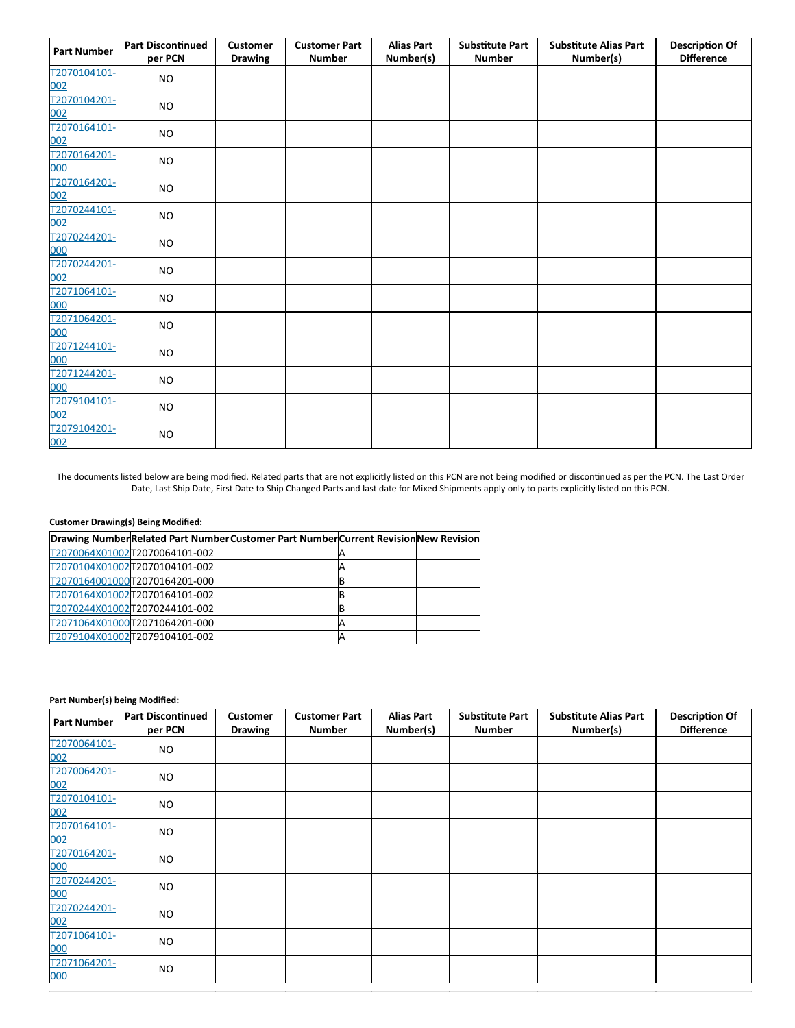| Part Number | Part Discontinued per PCN | Customer Drawing | Customer Part Number | Alias Part Number(s) | Substitute Part Number | Substitute Alias Part Number(s) | Description Of Difference |
|---|---|---|---|---|---|---|---|
| T2070104101-002 | NO | | | | | | |
| T2070104201-002 | NO | | | | | | |
| T2070164101-002 | NO | | | | | | |
| T2070164201-000 | NO | | | | | | |
| T2070164201-002 | NO | | | | | | |
| T2070244101-002 | NO | | | | | | |
| T2070244201-000 | NO | | | | | | |
| T2070244201-002 | NO | | | | | | |
| T2071064101-000 | NO | | | | | | |
| T2071064201-000 | NO | | | | | | |
| T2071244101-000 | NO | | | | | | |
| T2071244201-000 | NO | | | | | | |
| T2079104101-002 | NO | | | | | | |
| T2079104201-002 | NO | | | | | | |

The documents listed below are being modified. Related parts that are not explicitly listed on this PCN are not being modified or discontinued as per the PCN. The Last Order Date, Last Ship Date, First Date to Ship Changed Parts and last date for Mixed Shipments apply only to parts explicitly listed on this PCN.

**Customer Drawing(s) Being Modified:**

| Drawing Number | Related Part Number | Customer Part Number | Current Revision | New Revision |
|---|---|---|---|---|
| T2070064X01002 | T2070064101-002 | | A | |
| T2070104X01002 | T2070104101-002 | | A | |
| T2070164001000 | T2070164201-000 | | B | |
| T2070164X01002 | T2070164101-002 | | B | |
| T2070244X01002 | T2070244101-002 | | B | |
| T2071064X01000 | T2071064201-000 | | A | |
| T2079104X01002 | T2079104101-002 | | A | |

**Part Number(s) being Modified:**

| Part Number | Part Discontinued per PCN | Customer Drawing | Customer Part Number | Alias Part Number(s) | Substitute Part Number | Substitute Alias Part Number(s) | Description Of Difference |
|---|---|---|---|---|---|---|---|
| T2070064101-002 | NO | | | | | | |
| T2070064201-002 | NO | | | | | | |
| T2070104101-002 | NO | | | | | | |
| T2070164101-002 | NO | | | | | | |
| T2070164201-000 | NO | | | | | | |
| T2070244201-000 | NO | | | | | | |
| T2070244201-002 | NO | | | | | | |
| T2071064101-000 | NO | | | | | | |
| T2071064201-000 | NO | | | | | | |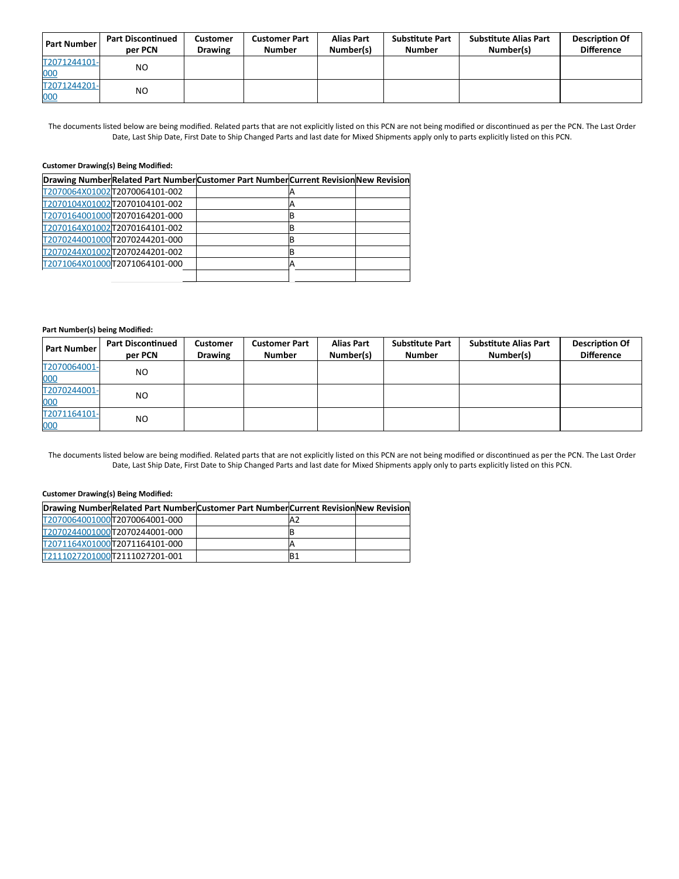| Part Number | Part Discontinued per PCN | Customer Drawing | Customer Part Number | Alias Part Number(s) | Substitute Part Number | Substitute Alias Part Number(s) | Description Of Difference |
|---|---|---|---|---|---|---|---|
| T2071244101-000 | NO | | | | | | |
| T2071244201-000 | NO | | | | | | |

The documents listed below are being modified. Related parts that are not explicitly listed on this PCN are not being modified or discontinued as per the PCN. The Last Order Date, Last Ship Date, First Date to Ship Changed Parts and last date for Mixed Shipments apply only to parts explicitly listed on this PCN.

**Customer Drawing(s) Being Modified:**

| Drawing Number | Related Part Number | Customer Part Number | Current Revision | New Revision |
|---|---|---|---|---|
| T2070064X01002 | T2070064101-002 | | A | |
| T2070104X01002 | T2070104101-002 | | A | |
| T2070164001000 | T2070164201-000 | | B | |
| T2070164X01002 | T2070164101-002 | | B | |
| T2070244001000 | T2070244201-000 | | B | |
| T2070244X01002 | T2070244201-002 | | B | |
| T2071064X01000 | T2071064101-000 | | A | |
| | | | | |

**Part Number(s) being Modified:**

| Part Number | Part Discontinued per PCN | Customer Drawing | Customer Part Number | Alias Part Number(s) | Substitute Part Number | Substitute Alias Part Number(s) | Description Of Difference |
|---|---|---|---|---|---|---|---|
| T2070064001-000 | NO | | | | | | |
| T2070244001-000 | NO | | | | | | |
| T2071164101-000 | NO | | | | | | |

The documents listed below are being modified. Related parts that are not explicitly listed on this PCN are not being modified or discontinued as per the PCN. The Last Order Date, Last Ship Date, First Date to Ship Changed Parts and last date for Mixed Shipments apply only to parts explicitly listed on this PCN.

**Customer Drawing(s) Being Modified:**

| Drawing Number | Related Part Number | Customer Part Number | Current Revision | New Revision |
|---|---|---|---|---|
| T2070064001000 | T2070064001-000 | | A2 | |
| T2070244001000 | T2070244001-000 | | B | |
| T2071164X01000 | T2071164101-000 | | A | |
| T2111027201000 | T2111027201-001 | | B1 | |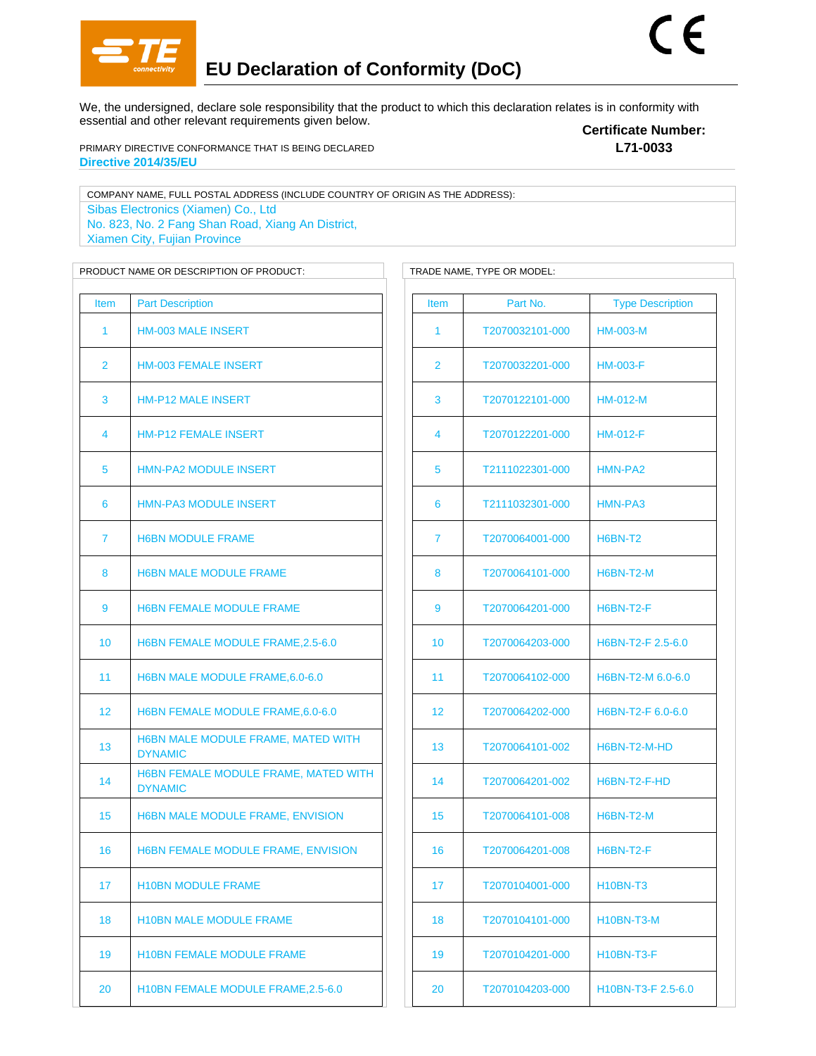# EU Declaration of Conformity (DoC)

CE

We, the undersigned, declare sole responsibility that the product to which this declaration relates is in conformity with essential and other relevant requirements given below.

**Certificate Number:**
**L71-0033**

PRIMARY DIRECTIVE CONFORMANCE THAT IS BEING DECLARED

**Directive 2014/35/EU**

COMPANY NAME, FULL POSTAL ADDRESS (INCLUDE COUNTRY OF ORIGIN AS THE ADDRESS):

Sibas Electronics (Xiamen) Co., Ltd
No. 823, No. 2 Fang Shan Road, Xiang An District,
Xiamen City, Fujian Province

PRODUCT NAME OR DESCRIPTION OF PRODUCT:

| Item | Part Description |
|---|---|
| 1 | HM-003 MALE INSERT |
| 2 | HM-003 FEMALE INSERT |
| 3 | HM-P12 MALE INSERT |
| 4 | HM-P12 FEMALE INSERT |
| 5 | HMN-PA2 MODULE INSERT |
| 6 | HMN-PA3 MODULE INSERT |
| 7 | H6BN MODULE FRAME |
| 8 | H6BN MALE MODULE FRAME |
| 9 | H6BN FEMALE MODULE FRAME |
| 10 | H6BN FEMALE MODULE FRAME,2.5-6.0 |
| 11 | H6BN MALE MODULE FRAME,6.0-6.0 |
| 12 | H6BN FEMALE MODULE FRAME,6.0-6.0 |
| 13 | H6BN MALE MODULE FRAME, MATED WITH DYNAMIC |
| 14 | H6BN FEMALE MODULE FRAME, MATED WITH DYNAMIC |
| 15 | H6BN MALE MODULE FRAME, ENVISION |
| 16 | H6BN FEMALE MODULE FRAME, ENVISION |
| 17 | H10BN MODULE FRAME |
| 18 | H10BN MALE MODULE FRAME |
| 19 | H10BN FEMALE MODULE FRAME |
| 20 | H10BN FEMALE MODULE FRAME,2.5-6.0 |

TRADE NAME, TYPE OR MODEL:

| Item | Part No. | Type Description |
|---|---|---|
| 1 | T2070032101-000 | HM-003-M |
| 2 | T2070032201-000 | HM-003-F |
| 3 | T2070122101-000 | HM-012-M |
| 4 | T2070122201-000 | HM-012-F |
| 5 | T2111022301-000 | HMN-PA2 |
| 6 | T2111032301-000 | HMN-PA3 |
| 7 | T2070064001-000 | H6BN-T2 |
| 8 | T2070064101-000 | H6BN-T2-M |
| 9 | T2070064201-000 | H6BN-T2-F |
| 10 | T2070064203-000 | H6BN-T2-F 2.5-6.0 |
| 11 | T2070064102-000 | H6BN-T2-M 6.0-6.0 |
| 12 | T2070064202-000 | H6BN-T2-F 6.0-6.0 |
| 13 | T2070064101-002 | H6BN-T2-M-HD |
| 14 | T2070064201-002 | H6BN-T2-F-HD |
| 15 | T2070064101-008 | H6BN-T2-M |
| 16 | T2070064201-008 | H6BN-T2-F |
| 17 | T2070104001-000 | H10BN-T3 |
| 18 | T2070104101-000 | H10BN-T3-M |
| 19 | T2070104201-000 | H10BN-T3-F |
| 20 | T2070104203-000 | H10BN-T3-F 2.5-6.0 |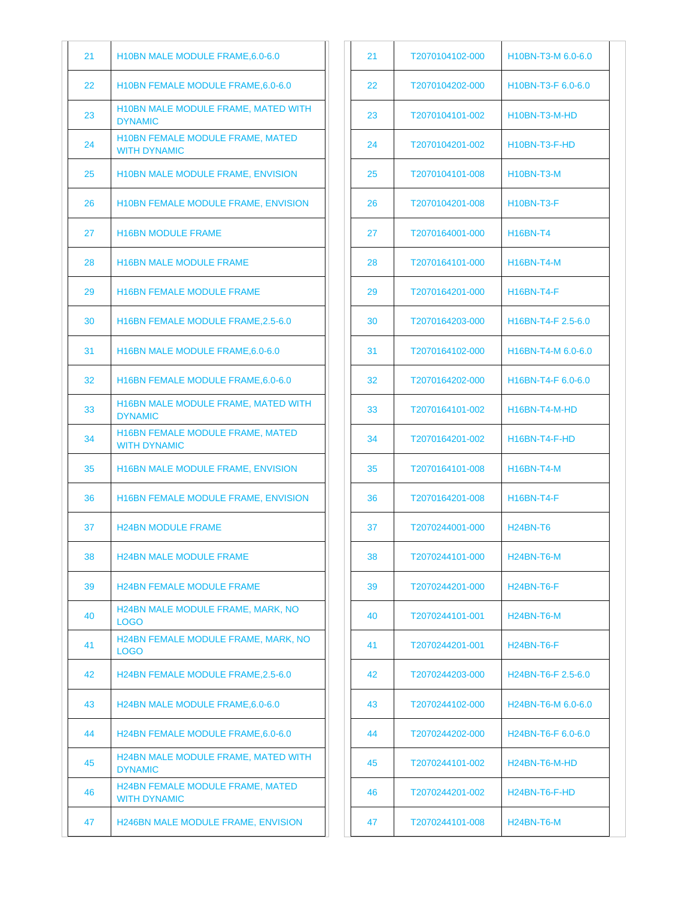| | |
|---|---|
| 21 | H10BN MALE MODULE FRAME,6.0-6.0 |
| 22 | H10BN FEMALE MODULE FRAME,6.0-6.0 |
| 23 | H10BN MALE MODULE FRAME, MATED WITH DYNAMIC |
| 24 | H10BN FEMALE MODULE FRAME, MATED WITH DYNAMIC |
| 25 | H10BN MALE MODULE FRAME, ENVISION |
| 26 | H10BN FEMALE MODULE FRAME, ENVISION |
| 27 | H16BN MODULE FRAME |
| 28 | H16BN MALE MODULE FRAME |
| 29 | H16BN FEMALE MODULE FRAME |
| 30 | H16BN FEMALE MODULE FRAME,2.5-6.0 |
| 31 | H16BN MALE MODULE FRAME,6.0-6.0 |
| 32 | H16BN FEMALE MODULE FRAME,6.0-6.0 |
| 33 | H16BN MALE MODULE FRAME, MATED WITH DYNAMIC |
| 34 | H16BN FEMALE MODULE FRAME, MATED WITH DYNAMIC |
| 35 | H16BN MALE MODULE FRAME, ENVISION |
| 36 | H16BN FEMALE MODULE FRAME, ENVISION |
| 37 | H24BN MODULE FRAME |
| 38 | H24BN MALE MODULE FRAME |
| 39 | H24BN FEMALE MODULE FRAME |
| 40 | H24BN MALE MODULE FRAME, MARK, NO LOGO |
| 41 | H24BN FEMALE MODULE FRAME, MARK, NO LOGO |
| 42 | H24BN FEMALE MODULE FRAME,2.5-6.0 |
| 43 | H24BN MALE MODULE FRAME,6.0-6.0 |
| 44 | H24BN FEMALE MODULE FRAME,6.0-6.0 |
| 45 | H24BN MALE MODULE FRAME, MATED WITH DYNAMIC |
| 46 | H24BN FEMALE MODULE FRAME, MATED WITH DYNAMIC |
| 47 | H246BN MALE MODULE FRAME, ENVISION |

| | | |
|---|---|---|
| 21 | T2070104102-000 | H10BN-T3-M 6.0-6.0 |
| 22 | T2070104202-000 | H10BN-T3-F 6.0-6.0 |
| 23 | T2070104101-002 | H10BN-T3-M-HD |
| 24 | T2070104201-002 | H10BN-T3-F-HD |
| 25 | T2070104101-008 | H10BN-T3-M |
| 26 | T2070104201-008 | H10BN-T3-F |
| 27 | T2070164001-000 | H16BN-T4 |
| 28 | T2070164101-000 | H16BN-T4-M |
| 29 | T2070164201-000 | H16BN-T4-F |
| 30 | T2070164203-000 | H16BN-T4-F 2.5-6.0 |
| 31 | T2070164102-000 | H16BN-T4-M 6.0-6.0 |
| 32 | T2070164202-000 | H16BN-T4-F 6.0-6.0 |
| 33 | T2070164101-002 | H16BN-T4-M-HD |
| 34 | T2070164201-002 | H16BN-T4-F-HD |
| 35 | T2070164101-008 | H16BN-T4-M |
| 36 | T2070164201-008 | H16BN-T4-F |
| 37 | T2070244001-000 | H24BN-T6 |
| 38 | T2070244101-000 | H24BN-T6-M |
| 39 | T2070244201-000 | H24BN-T6-F |
| 40 | T2070244101-001 | H24BN-T6-M |
| 41 | T2070244201-001 | H24BN-T6-F |
| 42 | T2070244203-000 | H24BN-T6-F 2.5-6.0 |
| 43 | T2070244102-000 | H24BN-T6-M 6.0-6.0 |
| 44 | T2070244202-000 | H24BN-T6-F 6.0-6.0 |
| 45 | T2070244101-002 | H24BN-T6-M-HD |
| 46 | T2070244201-002 | H24BN-T6-F-HD |
| 47 | T2070244101-008 | H24BN-T6-M |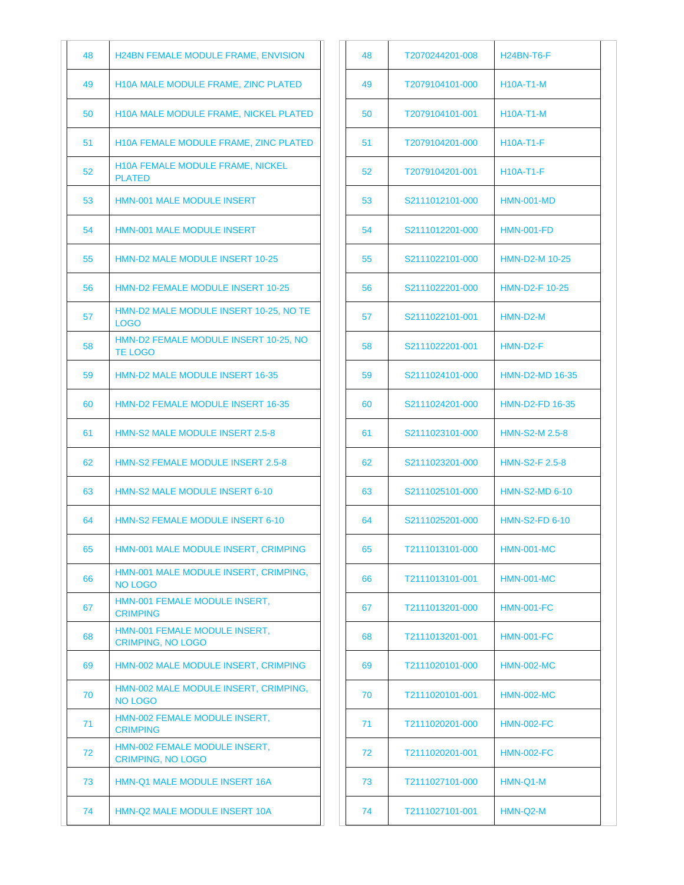| 48 | H24BN FEMALE MODULE FRAME, ENVISION | 48 | T2070244201-008 | H24BN-T6-F |
|---|---|---|---|---|
| 49 | H10A MALE MODULE FRAME, ZINC PLATED | 49 | T2079104101-000 | H10A-T1-M |
| 50 | H10A MALE MODULE FRAME, NICKEL PLATED | 50 | T2079104101-001 | H10A-T1-M |
| 51 | H10A FEMALE MODULE FRAME, ZINC PLATED | 51 | T2079104201-000 | H10A-T1-F |
| 52 | H10A FEMALE MODULE FRAME, NICKEL PLATED | 52 | T2079104201-001 | H10A-T1-F |
| 53 | HMN-001 MALE MODULE INSERT | 53 | S2111012101-000 | HMN-001-MD |
| 54 | HMN-001 MALE MODULE INSERT | 54 | S2111012201-000 | HMN-001-FD |
| 55 | HMN-D2 MALE MODULE INSERT 10-25 | 55 | S2111022101-000 | HMN-D2-M 10-25 |
| 56 | HMN-D2 FEMALE MODULE INSERT 10-25 | 56 | S2111022201-000 | HMN-D2-F 10-25 |
| 57 | HMN-D2 MALE MODULE INSERT 10-25, NO TE LOGO | 57 | S2111022101-001 | HMN-D2-M |
| 58 | HMN-D2 FEMALE MODULE INSERT 10-25, NO TE LOGO | 58 | S2111022201-001 | HMN-D2-F |
| 59 | HMN-D2 MALE MODULE INSERT 16-35 | 59 | S2111024101-000 | HMN-D2-MD 16-35 |
| 60 | HMN-D2 FEMALE MODULE INSERT 16-35 | 60 | S2111024201-000 | HMN-D2-FD 16-35 |
| 61 | HMN-S2 MALE MODULE INSERT 2.5-8 | 61 | S2111023101-000 | HMN-S2-M 2.5-8 |
| 62 | HMN-S2 FEMALE MODULE INSERT 2.5-8 | 62 | S2111023201-000 | HMN-S2-F 2.5-8 |
| 63 | HMN-S2 MALE MODULE INSERT 6-10 | 63 | S2111025101-000 | HMN-S2-MD 6-10 |
| 64 | HMN-S2 FEMALE MODULE INSERT 6-10 | 64 | S2111025201-000 | HMN-S2-FD 6-10 |
| 65 | HMN-001 MALE MODULE INSERT, CRIMPING | 65 | T2111013101-000 | HMN-001-MC |
| 66 | HMN-001 MALE MODULE INSERT, CRIMPING, NO LOGO | 66 | T2111013101-001 | HMN-001-MC |
| 67 | HMN-001 FEMALE MODULE INSERT, CRIMPING | 67 | T2111013201-000 | HMN-001-FC |
| 68 | HMN-001 FEMALE MODULE INSERT, CRIMPING, NO LOGO | 68 | T2111013201-001 | HMN-001-FC |
| 69 | HMN-002 MALE MODULE INSERT, CRIMPING | 69 | T2111020101-000 | HMN-002-MC |
| 70 | HMN-002 MALE MODULE INSERT, CRIMPING, NO LOGO | 70 | T2111020101-001 | HMN-002-MC |
| 71 | HMN-002 FEMALE MODULE INSERT, CRIMPING | 71 | T2111020201-000 | HMN-002-FC |
| 72 | HMN-002 FEMALE MODULE INSERT, CRIMPING, NO LOGO | 72 | T2111020201-001 | HMN-002-FC |
| 73 | HMN-Q1 MALE MODULE INSERT 16A | 73 | T2111027101-000 | HMN-Q1-M |
| 74 | HMN-Q2 MALE MODULE INSERT 10A | 74 | T2111027101-001 | HMN-Q2-M |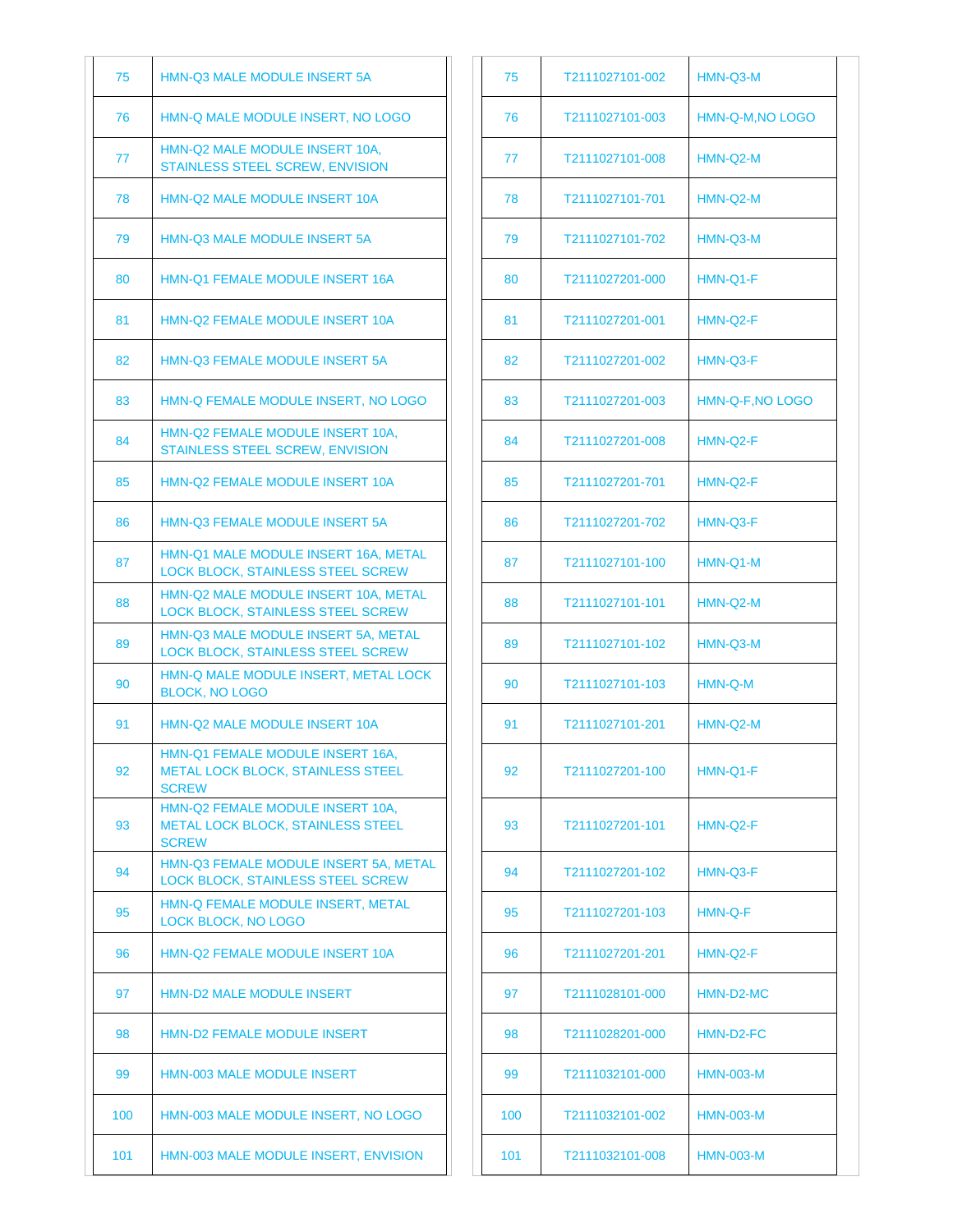| | | | | |
|---|---|---|---|---|
| 75 | HMN-Q3 MALE MODULE INSERT 5A | 75 | T2111027101-002 | HMN-Q3-M |
| 76 | HMN-Q MALE MODULE INSERT, NO LOGO | 76 | T2111027101-003 | HMN-Q-M,NO LOGO |
| 77 | HMN-Q2 MALE MODULE INSERT 10A, STAINLESS STEEL SCREW, ENVISION | 77 | T2111027101-008 | HMN-Q2-M |
| 78 | HMN-Q2 MALE MODULE INSERT 10A | 78 | T2111027101-701 | HMN-Q2-M |
| 79 | HMN-Q3 MALE MODULE INSERT 5A | 79 | T2111027101-702 | HMN-Q3-M |
| 80 | HMN-Q1 FEMALE MODULE INSERT 16A | 80 | T2111027201-000 | HMN-Q1-F |
| 81 | HMN-Q2 FEMALE MODULE INSERT 10A | 81 | T2111027201-001 | HMN-Q2-F |
| 82 | HMN-Q3 FEMALE MODULE INSERT 5A | 82 | T2111027201-002 | HMN-Q3-F |
| 83 | HMN-Q FEMALE MODULE INSERT, NO LOGO | 83 | T2111027201-003 | HMN-Q-F,NO LOGO |
| 84 | HMN-Q2 FEMALE MODULE INSERT 10A, STAINLESS STEEL SCREW, ENVISION | 84 | T2111027201-008 | HMN-Q2-F |
| 85 | HMN-Q2 FEMALE MODULE INSERT 10A | 85 | T2111027201-701 | HMN-Q2-F |
| 86 | HMN-Q3 FEMALE MODULE INSERT 5A | 86 | T2111027201-702 | HMN-Q3-F |
| 87 | HMN-Q1 MALE MODULE INSERT 16A, METAL LOCK BLOCK, STAINLESS STEEL SCREW | 87 | T2111027101-100 | HMN-Q1-M |
| 88 | HMN-Q2 MALE MODULE INSERT 10A, METAL LOCK BLOCK, STAINLESS STEEL SCREW | 88 | T2111027101-101 | HMN-Q2-M |
| 89 | HMN-Q3 MALE MODULE INSERT 5A, METAL LOCK BLOCK, STAINLESS STEEL SCREW | 89 | T2111027101-102 | HMN-Q3-M |
| 90 | HMN-Q MALE MODULE INSERT, METAL LOCK BLOCK, NO LOGO | 90 | T2111027101-103 | HMN-Q-M |
| 91 | HMN-Q2 MALE MODULE INSERT 10A | 91 | T2111027101-201 | HMN-Q2-M |
| 92 | HMN-Q1 FEMALE MODULE INSERT 16A, METAL LOCK BLOCK, STAINLESS STEEL SCREW | 92 | T2111027201-100 | HMN-Q1-F |
| 93 | HMN-Q2 FEMALE MODULE INSERT 10A, METAL LOCK BLOCK, STAINLESS STEEL SCREW | 93 | T2111027201-101 | HMN-Q2-F |
| 94 | HMN-Q3 FEMALE MODULE INSERT 5A, METAL LOCK BLOCK, STAINLESS STEEL SCREW | 94 | T2111027201-102 | HMN-Q3-F |
| 95 | HMN-Q FEMALE MODULE INSERT, METAL LOCK BLOCK, NO LOGO | 95 | T2111027201-103 | HMN-Q-F |
| 96 | HMN-Q2 FEMALE MODULE INSERT 10A | 96 | T2111027201-201 | HMN-Q2-F |
| 97 | HMN-D2 MALE MODULE INSERT | 97 | T2111028101-000 | HMN-D2-MC |
| 98 | HMN-D2 FEMALE MODULE INSERT | 98 | T2111028201-000 | HMN-D2-FC |
| 99 | HMN-003 MALE MODULE INSERT | 99 | T2111032101-000 | HMN-003-M |
| 100 | HMN-003 MALE MODULE INSERT, NO LOGO | 100 | T2111032101-002 | HMN-003-M |
| 101 | HMN-003 MALE MODULE INSERT, ENVISION | 101 | T2111032101-008 | HMN-003-M |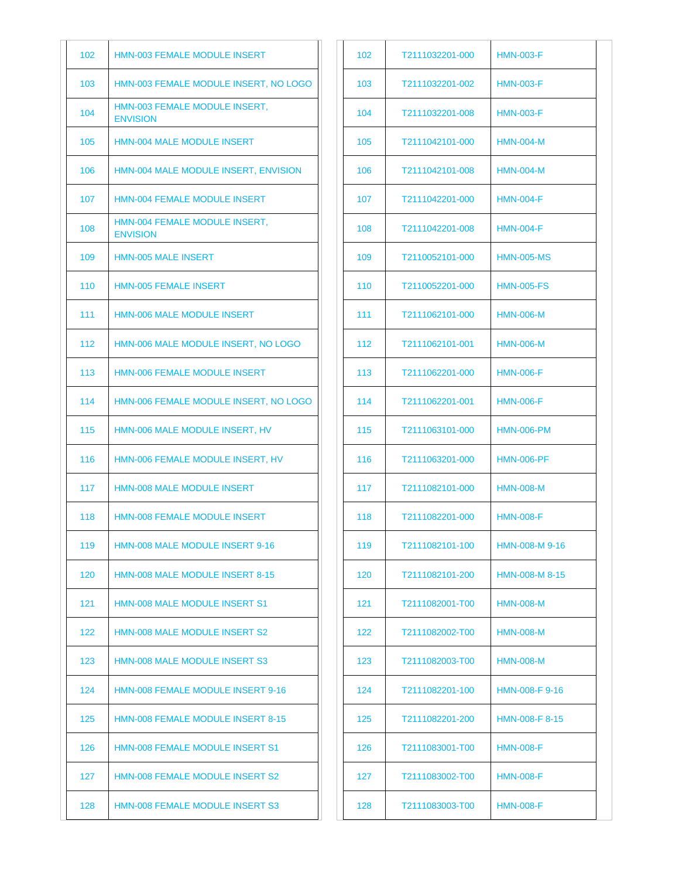| | |
|---|---|
| 102 | HMN-003 FEMALE MODULE INSERT |
| 103 | HMN-003 FEMALE MODULE INSERT, NO LOGO |
| 104 | HMN-003 FEMALE MODULE INSERT, ENVISION |
| 105 | HMN-004 MALE MODULE INSERT |
| 106 | HMN-004 MALE MODULE INSERT, ENVISION |
| 107 | HMN-004 FEMALE MODULE INSERT |
| 108 | HMN-004 FEMALE MODULE INSERT, ENVISION |
| 109 | HMN-005 MALE INSERT |
| 110 | HMN-005 FEMALE INSERT |
| 111 | HMN-006 MALE MODULE INSERT |
| 112 | HMN-006 MALE MODULE INSERT, NO LOGO |
| 113 | HMN-006 FEMALE MODULE INSERT |
| 114 | HMN-006 FEMALE MODULE INSERT, NO LOGO |
| 115 | HMN-006 MALE MODULE INSERT, HV |
| 116 | HMN-006 FEMALE MODULE INSERT, HV |
| 117 | HMN-008 MALE MODULE INSERT |
| 118 | HMN-008 FEMALE MODULE INSERT |
| 119 | HMN-008 MALE MODULE INSERT 9-16 |
| 120 | HMN-008 MALE MODULE INSERT 8-15 |
| 121 | HMN-008 MALE MODULE INSERT S1 |
| 122 | HMN-008 MALE MODULE INSERT S2 |
| 123 | HMN-008 MALE MODULE INSERT S3 |
| 124 | HMN-008 FEMALE MODULE INSERT 9-16 |
| 125 | HMN-008 FEMALE MODULE INSERT 8-15 |
| 126 | HMN-008 FEMALE MODULE INSERT S1 |
| 127 | HMN-008 FEMALE MODULE INSERT S2 |
| 128 | HMN-008 FEMALE MODULE INSERT S3 |

| | | |
|---|---|---|
| 102 | T2111032201-000 | HMN-003-F |
| 103 | T2111032201-002 | HMN-003-F |
| 104 | T2111032201-008 | HMN-003-F |
| 105 | T2111042101-000 | HMN-004-M |
| 106 | T2111042101-008 | HMN-004-M |
| 107 | T2111042201-000 | HMN-004-F |
| 108 | T2111042201-008 | HMN-004-F |
| 109 | T2110052101-000 | HMN-005-MS |
| 110 | T2110052201-000 | HMN-005-FS |
| 111 | T2111062101-000 | HMN-006-M |
| 112 | T2111062101-001 | HMN-006-M |
| 113 | T2111062201-000 | HMN-006-F |
| 114 | T2111062201-001 | HMN-006-F |
| 115 | T2111063101-000 | HMN-006-PM |
| 116 | T2111063201-000 | HMN-006-PF |
| 117 | T2111082101-000 | HMN-008-M |
| 118 | T2111082201-000 | HMN-008-F |
| 119 | T2111082101-100 | HMN-008-M 9-16 |
| 120 | T2111082101-200 | HMN-008-M 8-15 |
| 121 | T2111082001-T00 | HMN-008-M |
| 122 | T2111082002-T00 | HMN-008-M |
| 123 | T2111082003-T00 | HMN-008-M |
| 124 | T2111082201-100 | HMN-008-F 9-16 |
| 125 | T2111082201-200 | HMN-008-F 8-15 |
| 126 | T2111083001-T00 | HMN-008-F |
| 127 | T2111083002-T00 | HMN-008-F |
| 128 | T2111083003-T00 | HMN-008-F |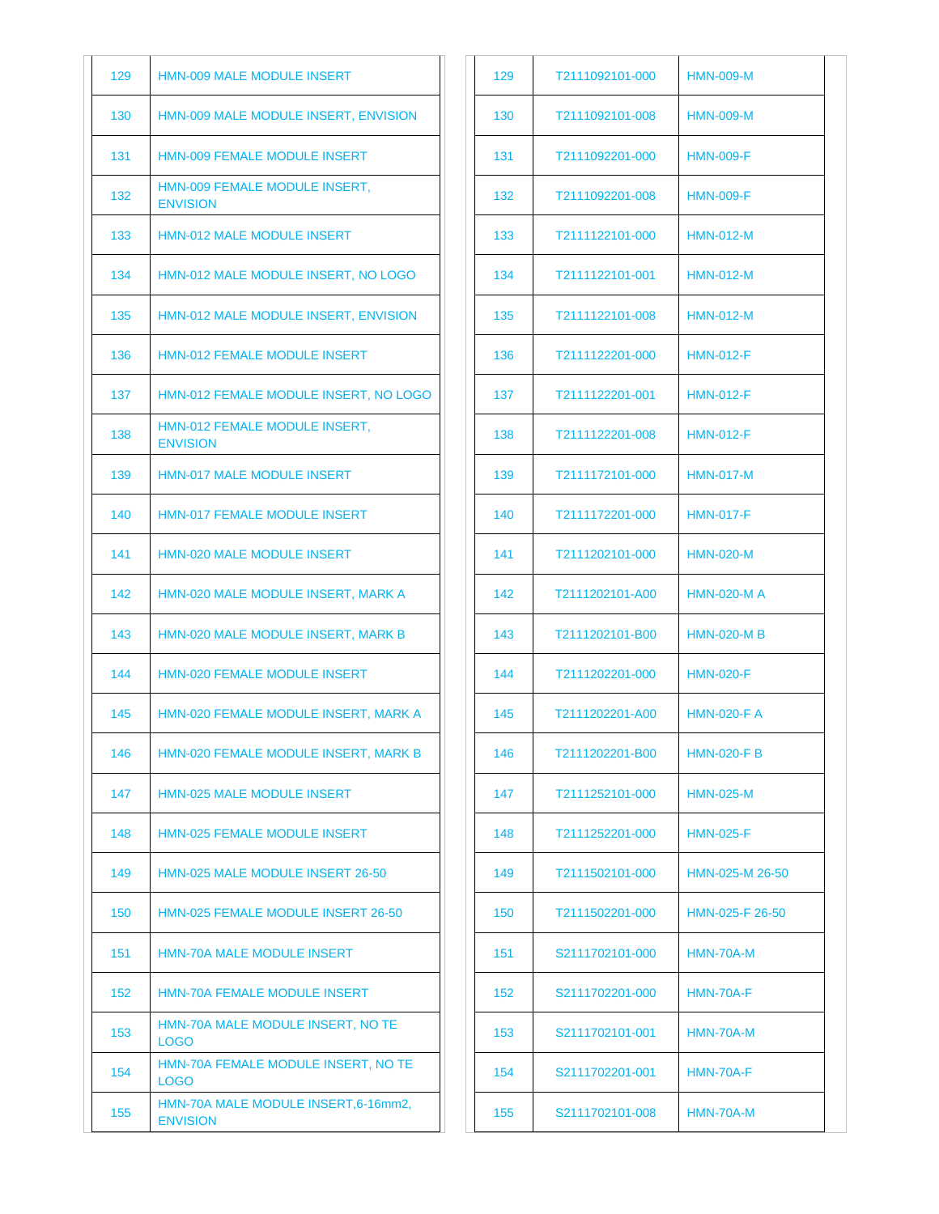| 129 | HMN-009 MALE MODULE INSERT |
|---|---|
| 130 | HMN-009 MALE MODULE INSERT, ENVISION |
| 131 | HMN-009 FEMALE MODULE INSERT |
| 132 | HMN-009 FEMALE MODULE INSERT, ENVISION |
| 133 | HMN-012 MALE MODULE INSERT |
| 134 | HMN-012 MALE MODULE INSERT, NO LOGO |
| 135 | HMN-012 MALE MODULE INSERT, ENVISION |
| 136 | HMN-012 FEMALE MODULE INSERT |
| 137 | HMN-012 FEMALE MODULE INSERT, NO LOGO |
| 138 | HMN-012 FEMALE MODULE INSERT, ENVISION |
| 139 | HMN-017 MALE MODULE INSERT |
| 140 | HMN-017 FEMALE MODULE INSERT |
| 141 | HMN-020 MALE MODULE INSERT |
| 142 | HMN-020 MALE MODULE INSERT, MARK A |
| 143 | HMN-020 MALE MODULE INSERT, MARK B |
| 144 | HMN-020 FEMALE MODULE INSERT |
| 145 | HMN-020 FEMALE MODULE INSERT, MARK A |
| 146 | HMN-020 FEMALE MODULE INSERT, MARK B |
| 147 | HMN-025 MALE MODULE INSERT |
| 148 | HMN-025 FEMALE MODULE INSERT |
| 149 | HMN-025 MALE MODULE INSERT 26-50 |
| 150 | HMN-025 FEMALE MODULE INSERT 26-50 |
| 151 | HMN-70A MALE MODULE INSERT |
| 152 | HMN-70A FEMALE MODULE INSERT |
| 153 | HMN-70A MALE MODULE INSERT, NO TE LOGO |
| 154 | HMN-70A FEMALE MODULE INSERT, NO TE LOGO |
| 155 | HMN-70A MALE MODULE INSERT,6-16mm2, ENVISION |

| 129 | T2111092101-000 | HMN-009-M |
|---|---|---|
| 130 | T2111092101-008 | HMN-009-M |
| 131 | T2111092201-000 | HMN-009-F |
| 132 | T2111092201-008 | HMN-009-F |
| 133 | T2111122101-000 | HMN-012-M |
| 134 | T2111122101-001 | HMN-012-M |
| 135 | T2111122101-008 | HMN-012-M |
| 136 | T2111122201-000 | HMN-012-F |
| 137 | T2111122201-001 | HMN-012-F |
| 138 | T2111122201-008 | HMN-012-F |
| 139 | T2111172101-000 | HMN-017-M |
| 140 | T2111172201-000 | HMN-017-F |
| 141 | T2111202101-000 | HMN-020-M |
| 142 | T2111202101-A00 | HMN-020-M A |
| 143 | T2111202101-B00 | HMN-020-M B |
| 144 | T2111202201-000 | HMN-020-F |
| 145 | T2111202201-A00 | HMN-020-F A |
| 146 | T2111202201-B00 | HMN-020-F B |
| 147 | T2111252101-000 | HMN-025-M |
| 148 | T2111252201-000 | HMN-025-F |
| 149 | T2111502101-000 | HMN-025-M 26-50 |
| 150 | T2111502201-000 | HMN-025-F 26-50 |
| 151 | S2111702101-000 | HMN-70A-M |
| 152 | S2111702201-000 | HMN-70A-F |
| 153 | S2111702101-001 | HMN-70A-M |
| 154 | S2111702201-001 | HMN-70A-F |
| 155 | S2111702101-008 | HMN-70A-M |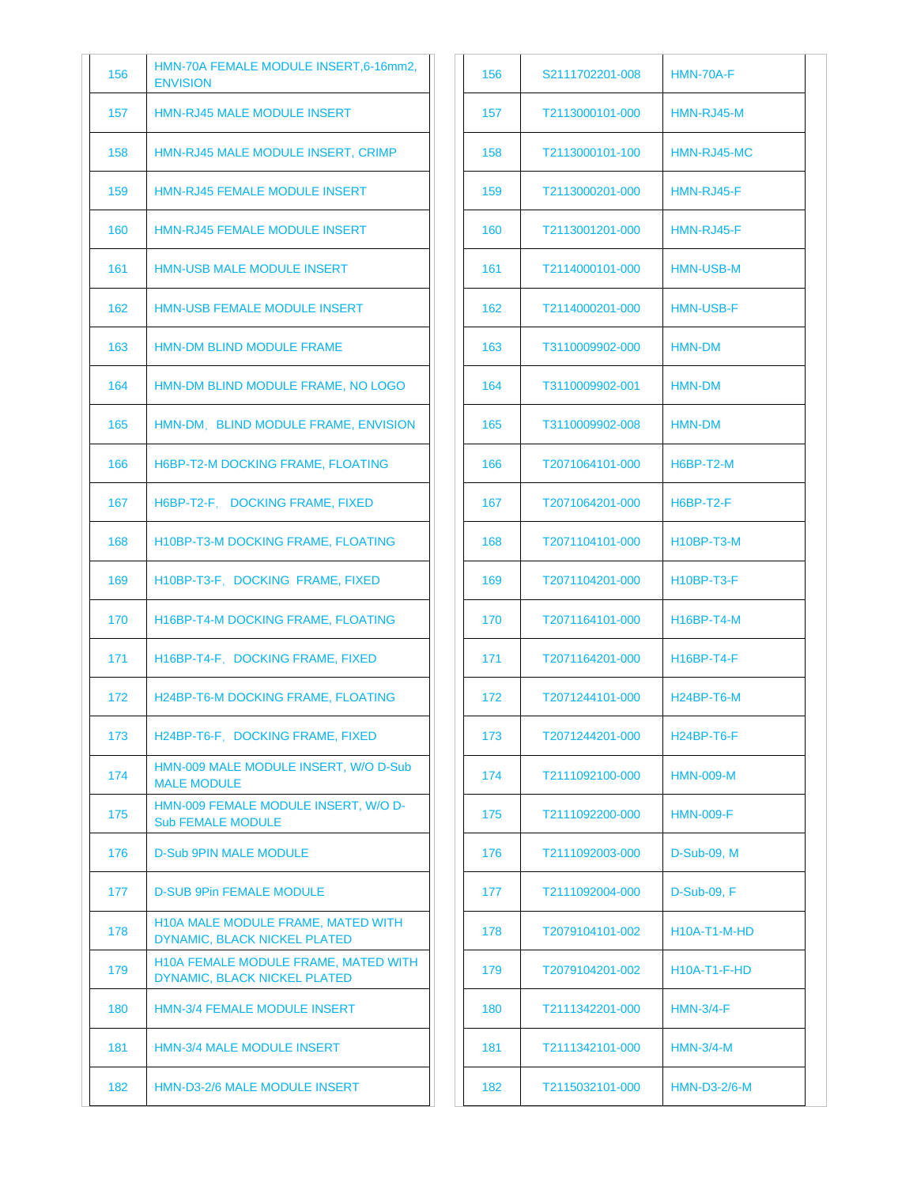| 156 | HMN-70A FEMALE MODULE INSERT,6-16mm2, ENVISION |
|---|---|
| 157 | HMN-RJ45 MALE MODULE INSERT |
| 158 | HMN-RJ45 MALE MODULE INSERT, CRIMP |
| 159 | HMN-RJ45 FEMALE MODULE INSERT |
| 160 | HMN-RJ45 FEMALE MODULE INSERT |
| 161 | HMN-USB MALE MODULE INSERT |
| 162 | HMN-USB FEMALE MODULE INSERT |
| 163 | HMN-DM BLIND MODULE FRAME |
| 164 | HMN-DM BLIND MODULE FRAME, NO LOGO |
| 165 | HMN-DM，BLIND MODULE FRAME, ENVISION |
| 166 | H6BP-T2-M DOCKING FRAME, FLOATING |
| 167 | H6BP-T2-F， DOCKING FRAME, FIXED |
| 168 | H10BP-T3-M DOCKING FRAME, FLOATING |
| 169 | H10BP-T3-F，DOCKING FRAME, FIXED |
| 170 | H16BP-T4-M DOCKING FRAME, FLOATING |
| 171 | H16BP-T4-F，DOCKING FRAME, FIXED |
| 172 | H24BP-T6-M DOCKING FRAME, FLOATING |
| 173 | H24BP-T6-F，DOCKING FRAME, FIXED |
| 174 | HMN-009 MALE MODULE INSERT, W/O D-Sub MALE MODULE |
| 175 | HMN-009 FEMALE MODULE INSERT, W/O D-Sub FEMALE MODULE |
| 176 | D-Sub 9PIN MALE MODULE |
| 177 | D-SUB 9Pin FEMALE MODULE |
| 178 | H10A MALE MODULE FRAME, MATED WITH DYNAMIC, BLACK NICKEL PLATED |
| 179 | H10A FEMALE MODULE FRAME, MATED WITH DYNAMIC, BLACK NICKEL PLATED |
| 180 | HMN-3/4 FEMALE MODULE INSERT |
| 181 | HMN-3/4 MALE MODULE INSERT |
| 182 | HMN-D3-2/6 MALE MODULE INSERT |

| 156 | S2111702201-008 | HMN-70A-F |
|---|---|---|
| 157 | T2113000101-000 | HMN-RJ45-M |
| 158 | T2113000101-100 | HMN-RJ45-MC |
| 159 | T2113000201-000 | HMN-RJ45-F |
| 160 | T2113001201-000 | HMN-RJ45-F |
| 161 | T2114000101-000 | HMN-USB-M |
| 162 | T2114000201-000 | HMN-USB-F |
| 163 | T3110009902-000 | HMN-DM |
| 164 | T3110009902-001 | HMN-DM |
| 165 | T3110009902-008 | HMN-DM |
| 166 | T2071064101-000 | H6BP-T2-M |
| 167 | T2071064201-000 | H6BP-T2-F |
| 168 | T2071104101-000 | H10BP-T3-M |
| 169 | T2071104201-000 | H10BP-T3-F |
| 170 | T2071164101-000 | H16BP-T4-M |
| 171 | T2071164201-000 | H16BP-T4-F |
| 172 | T2071244101-000 | H24BP-T6-M |
| 173 | T2071244201-000 | H24BP-T6-F |
| 174 | T2111092100-000 | HMN-009-M |
| 175 | T2111092200-000 | HMN-009-F |
| 176 | T2111092003-000 | D-Sub-09, M |
| 177 | T2111092004-000 | D-Sub-09, F |
| 178 | T2079104101-002 | H10A-T1-M-HD |
| 179 | T2079104201-002 | H10A-T1-F-HD |
| 180 | T2111342201-000 | HMN-3/4-F |
| 181 | T2111342101-000 | HMN-3/4-M |
| 182 | T2115032101-000 | HMN-D3-2/6-M |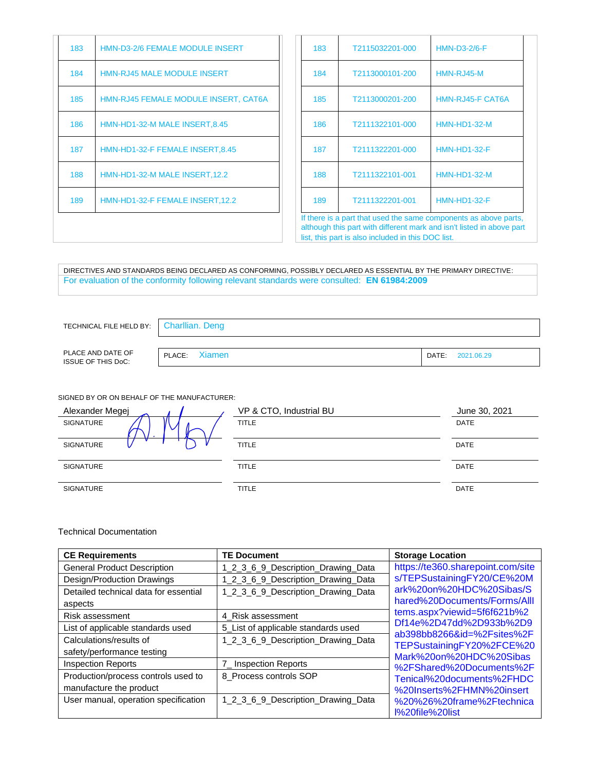| | |
|---|---|
| 183 | HMN-D3-2/6 FEMALE MODULE INSERT |
| 184 | HMN-RJ45 MALE MODULE INSERT |
| 185 | HMN-RJ45 FEMALE MODULE INSERT, CAT6A |
| 186 | HMN-HD1-32-M MALE INSERT,8.45 |
| 187 | HMN-HD1-32-F FEMALE INSERT,8.45 |
| 188 | HMN-HD1-32-M MALE INSERT,12.2 |
| 189 | HMN-HD1-32-F FEMALE INSERT,12.2 |

| | | |
|---|---|---|
| 183 | T2115032201-000 | HMN-D3-2/6-F |
| 184 | T2113000101-200 | HMN-RJ45-M |
| 185 | T2113000201-200 | HMN-RJ45-F CAT6A |
| 186 | T2111322101-000 | HMN-HD1-32-M |
| 187 | T2111322201-000 | HMN-HD1-32-F |
| 188 | T2111322101-001 | HMN-HD1-32-M |
| 189 | T2111322201-001 | HMN-HD1-32-F |

If there is a part that used the same components as above parts, although this part with different mark and isn't listed in above part list, this part is also included in this DOC list.

DIRECTIVES AND STANDARDS BEING DECLARED AS CONFORMING, POSSIBLY DECLARED AS ESSENTIAL BY THE PRIMARY DIRECTIVE:

For evaluation of the conformity following relevant standards were consulted: **EN 61984:2009**

TECHNICAL FILE HELD BY: Charllian. Deng

PLACE AND DATE OF ISSUE OF THIS DoC: PLACE: Xiamen DATE: 2021.06.29

SIGNED BY OR ON BEHALF OF THE MANUFACTURER:

| Alexander Megej | VP & CTO, Industrial BU | June 30, 2021 |
|---|---|---|
| SIGNATURE | TITLE | DATE |
| SIGNATURE | TITLE | DATE |
| SIGNATURE | TITLE | DATE |
| SIGNATURE | TITLE | DATE |

Technical Documentation

| CE Requirements | TE Document | Storage Location |
|---|---|---|
| General Product Description | 1_2_3_6_9_Description_Drawing_Data | https://te360.sharepoint.com/sites/TEPSustainingFY20/CE%20Mark%20on%20HDC%20Sibas/Shared%20Documents/Forms/AllItems.aspx?viewid=5f6f621b%2Df14e%2D47dd%2D933b%2D9ab398bb8266&id=%2Fsites%2FTEPSustainingFY20%2FCE%20Mark%20on%20HDC%20Sibas%2FShared%20Documents%2FHDCTenical%20documents%2FHMN%20Inserts%2FHMN%20insert%20%26%20frame%2Ftechnical%20file%20list |
| Design/Production Drawings | 1_2_3_6_9_Description_Drawing_Data | |
| Detailed technical data for essential aspects | 1_2_3_6_9_Description_Drawing_Data | |
| Risk assessment | 4_Risk assessment | |
| List of applicable standards used | 5_List of applicable standards used | |
| Calculations/results of safety/performance testing | 1_2_3_6_9_Description_Drawing_Data | |
| Inspection Reports | 7_ Inspection Reports | |
| Production/process controls used to manufacture the product | 8_Process controls SOP | |
| User manual, operation specification | 1_2_3_6_9_Description_Drawing_Data | |